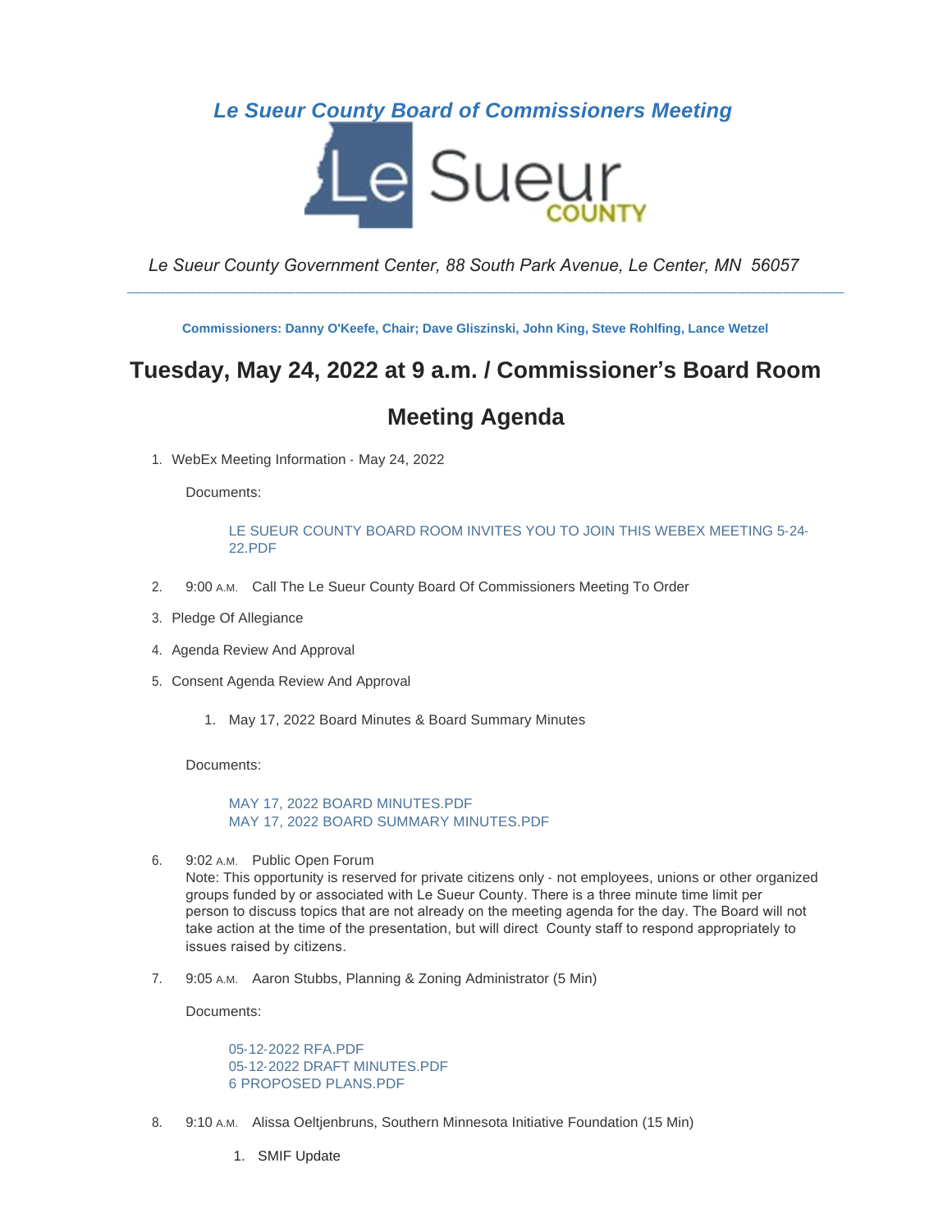*Le Sueur County Board of Commissioners Meeting*

*Le Sueur County Government Center, 88 South Park Avenue, Le Center, MN 56057*

---

**Commissioners: Danny O'Keefe, Chair; Dave Gliszinski, John King, Steve Rohlfing, Lance Wetzel**

## Tuesday, May 24, 2022 at 9 a.m. / Commissioner's Board Room

## Meeting Agenda

1. WebEx Meeting Information - May 24, 2022

   Documents:

   LE SUEUR COUNTY BOARD ROOM INVITES YOU TO JOIN THIS WEBEX MEETING 5-24-22.PDF

2. 9:00 A.M. Call The Le Sueur County Board Of Commissioners Meeting To Order

3. Pledge Of Allegiance

4. Agenda Review And Approval

5. Consent Agenda Review And Approval

   1. May 17, 2022 Board Minutes & Board Summary Minutes

   Documents:

   MAY 17, 2022 BOARD MINUTES.PDF
   MAY 17, 2022 BOARD SUMMARY MINUTES.PDF

6. 9:02 A.M. Public Open Forum
   Note: This opportunity is reserved for private citizens only - not employees, unions or other organized groups funded by or associated with Le Sueur County. There is a three minute time limit per person to discuss topics that are not already on the meeting agenda for the day. The Board will not take action at the time of the presentation, but will direct County staff to respond appropriately to issues raised by citizens.

7. 9:05 A.M. Aaron Stubbs, Planning & Zoning Administrator (5 Min)

   Documents:

   05-12-2022 RFA.PDF
   05-12-2022 DRAFT MINUTES.PDF
   6 PROPOSED PLANS.PDF

8. 9:10 A.M. Alissa Oeltjenbruns, Southern Minnesota Initiative Foundation (15 Min)

   1. SMIF Update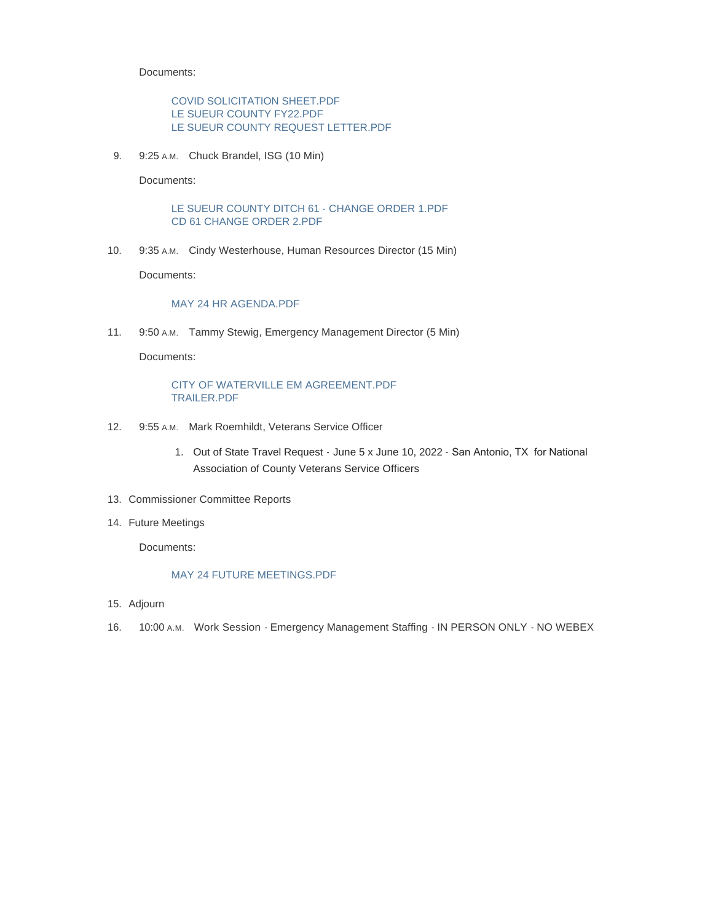Documents:

COVID SOLICITATION SHEET.PDF
LE SUEUR COUNTY FY22.PDF
LE SUEUR COUNTY REQUEST LETTER.PDF

9. 9:25 A.M. Chuck Brandel, ISG (10 Min)

   Documents:

   LE SUEUR COUNTY DITCH 61 - CHANGE ORDER 1.PDF
   CD 61 CHANGE ORDER 2.PDF

10. 9:35 A.M. Cindy Westerhouse, Human Resources Director (15 Min)

    Documents:

    MAY 24 HR AGENDA.PDF

11. 9:50 A.M. Tammy Stewig, Emergency Management Director (5 Min)

    Documents:

    CITY OF WATERVILLE EM AGREEMENT.PDF
    TRAILER.PDF

12. 9:55 A.M. Mark Roemhildt, Veterans Service Officer

    1. Out of State Travel Request - June 5 x June 10, 2022 - San Antonio, TX for National Association of County Veterans Service Officers

13. Commissioner Committee Reports

14. Future Meetings

    Documents:

    MAY 24 FUTURE MEETINGS.PDF

15. Adjourn

16. 10:00 A.M. Work Session - Emergency Management Staffing - IN PERSON ONLY - NO WEBEX